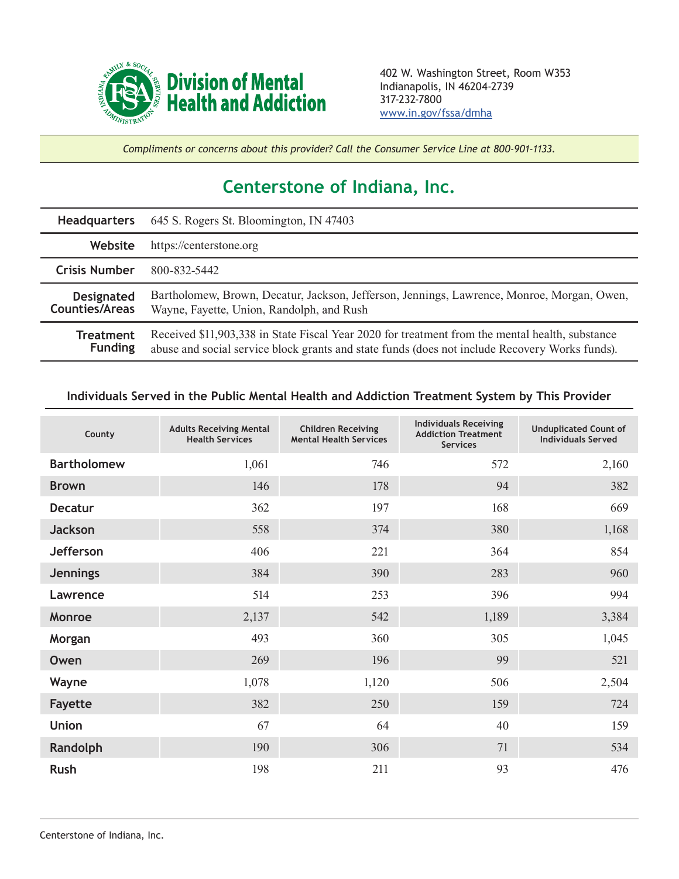**Division of Mental Health and Addiction**

402 W. Washington Street, Room W353
Indianapolis, IN 46204-2739
317-232-7800
www.in.gov/fssa/dmha

*Compliments or concerns about this provider? Call the Consumer Service Line at 800-901-1133.*

# Centerstone of Indiana, Inc.

| | |
|---|---|
| **Headquarters** | 645 S. Rogers St. Bloomington, IN 47403 |
| **Website** | https://centerstone.org |
| **Crisis Number** | 800-832-5442 |
| **Designated Counties/Areas** | Bartholomew, Brown, Decatur, Jackson, Jefferson, Jennings, Lawrence, Monroe, Morgan, Owen, Wayne, Fayette, Union, Randolph, and Rush |
| **Treatment Funding** | Received $11,903,338 in State Fiscal Year 2020 for treatment from the mental health, substance abuse and social service block grants and state funds (does not include Recovery Works funds). |

## Individuals Served in the Public Mental Health and Addiction Treatment System by This Provider

| County | Adults Receiving Mental Health Services | Children Receiving Mental Health Services | Individuals Receiving Addiction Treatment Services | Unduplicated Count of Individuals Served |
|---|---|---|---|---|
| **Bartholomew** | 1,061 | 746 | 572 | 2,160 |
| **Brown** | 146 | 178 | 94 | 382 |
| **Decatur** | 362 | 197 | 168 | 669 |
| **Jackson** | 558 | 374 | 380 | 1,168 |
| **Jefferson** | 406 | 221 | 364 | 854 |
| **Jennings** | 384 | 390 | 283 | 960 |
| **Lawrence** | 514 | 253 | 396 | 994 |
| **Monroe** | 2,137 | 542 | 1,189 | 3,384 |
| **Morgan** | 493 | 360 | 305 | 1,045 |
| **Owen** | 269 | 196 | 99 | 521 |
| **Wayne** | 1,078 | 1,120 | 506 | 2,504 |
| **Fayette** | 382 | 250 | 159 | 724 |
| **Union** | 67 | 64 | 40 | 159 |
| **Randolph** | 190 | 306 | 71 | 534 |
| **Rush** | 198 | 211 | 93 | 476 |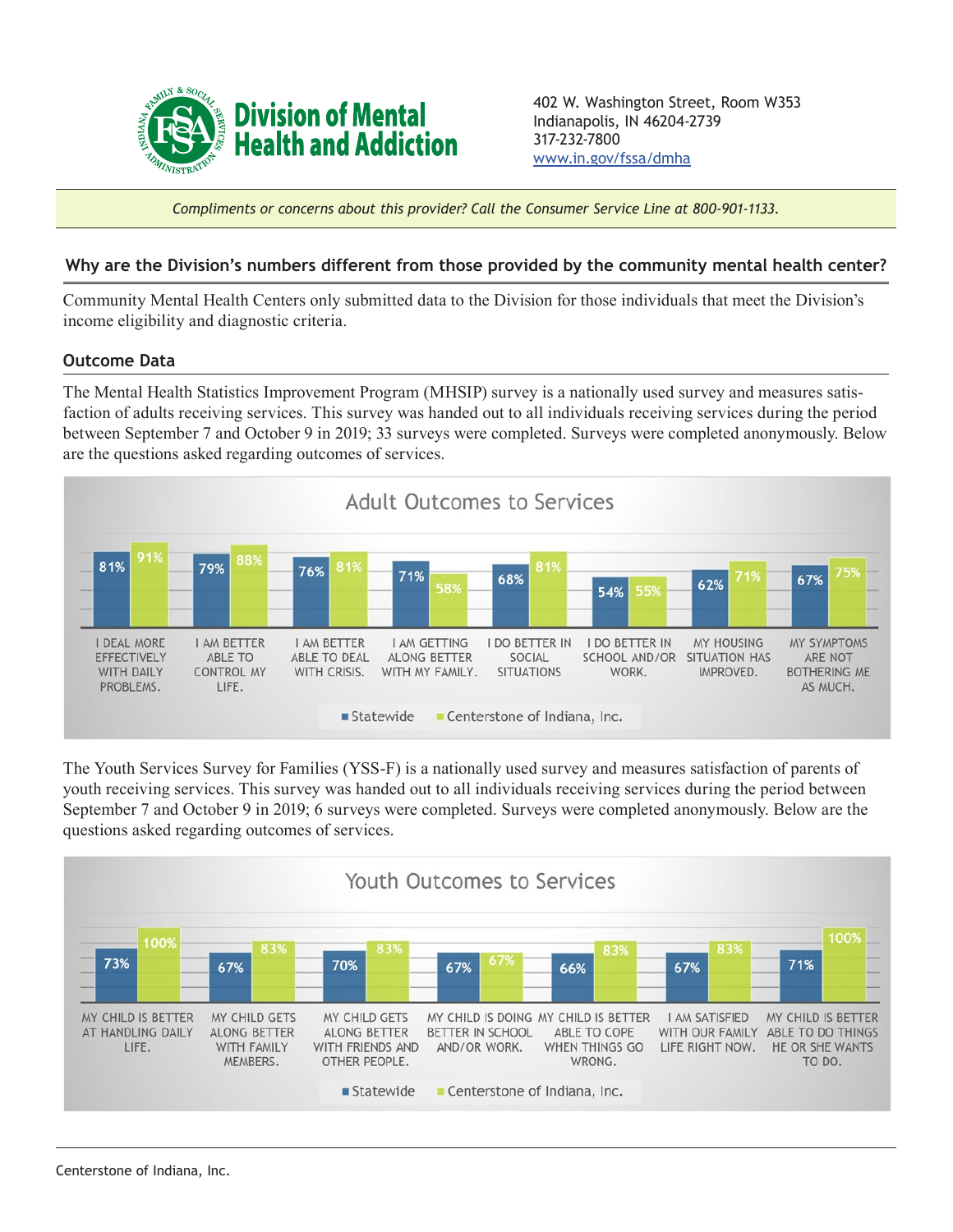Division of Mental Health and Addiction

402 W. Washington Street, Room W353
Indianapolis, IN 46204-2739
317-232-7800
www.in.gov/fssa/dmha

*Compliments or concerns about this provider? Call the Consumer Service Line at 800-901-1133.*

## Why are the Division's numbers different from those provided by the community mental health center?

Community Mental Health Centers only submitted data to the Division for those individuals that meet the Division's income eligibility and diagnostic criteria.

## Outcome Data

The Mental Health Statistics Improvement Program (MHSIP) survey is a nationally used survey and measures satisfaction of adults receiving services. This survey was handed out to all individuals receiving services during the period between September 7 and October 9 in 2019; 33 surveys were completed. Surveys were completed anonymously. Below are the questions asked regarding outcomes of services.

Adult Outcomes to Services

I DEAL MORE EFFECTIVELY WITH DAILY PROBLEMS. 81% 91%
I AM BETTER ABLE TO CONTROL MY LIFE. 79% 88%
I AM BETTER ABLE TO DEAL WITH CRISIS. 76% 81%
I AM GETTING ALONG BETTER WITH MY FAMILY. 71% 58%
I DO BETTER IN SOCIAL SITUATIONS 68% 81%
I DO BETTER IN SCHOOL AND/OR WORK. 54% 55%
MY HOUSING SITUATION HAS IMPROVED. 62% 71%
MY SYMPTOMS ARE NOT BOTHERING ME AS MUCH. 67% 75%

Statewide
Centerstone of Indiana, Inc.

The Youth Services Survey for Families (YSS-F) is a nationally used survey and measures satisfaction of parents of youth receiving services. This survey was handed out to all individuals receiving services during the period between September 7 and October 9 in 2019; 6 surveys were completed. Surveys were completed anonymously. Below are the questions asked regarding outcomes of services.

Youth Outcomes to Services

MY CHILD IS BETTER AT HANDLING DAILY LIFE. 73% 100%
MY CHILD GETS ALONG BETTER WITH FAMILY MEMBERS. 67% 83%
MY CHILD GETS ALONG BETTER WITH FRIENDS AND OTHER PEOPLE. 70% 83%
MY CHILD IS DOING BETTER IN SCHOOL AND/OR WORK. 67% 67%
MY CHILD IS BETTER ABLE TO COPE WHEN THINGS GO WRONG. 66% 83%
I AM SATISFIED WITH OUR FAMILY LIFE RIGHT NOW. 67% 83%
MY CHILD IS BETTER ABLE TO DO THINGS HE OR SHE WANTS TO DO. 71% 100%

Statewide
Centerstone of Indiana, Inc.